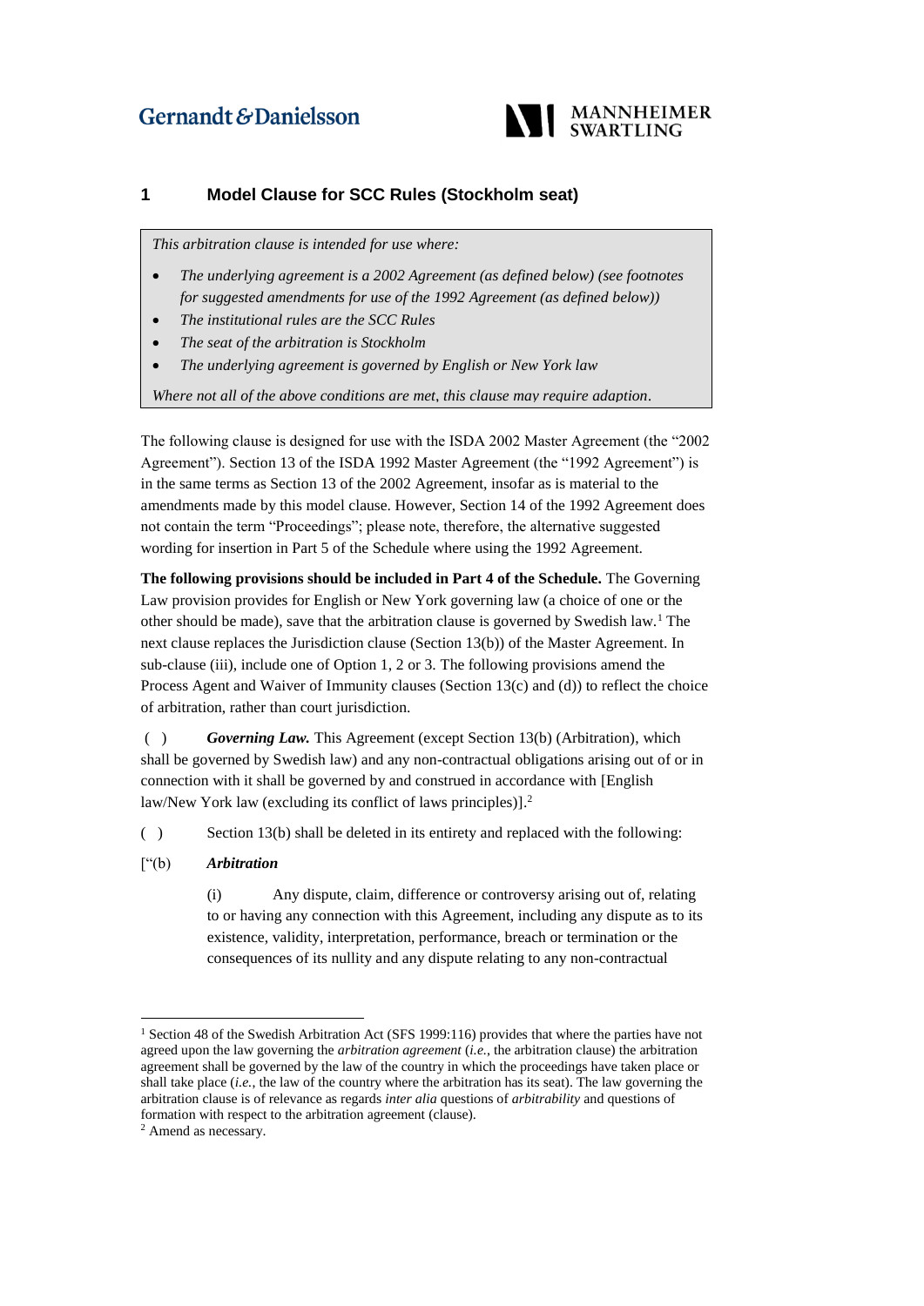Gernandt & Danielsson

MANNHEIMER SWARTLING

## 1 Model Clause for SCC Rules (Stockholm seat)

*This arbitration clause is intended for use where:*

- *The underlying agreement is a 2002 Agreement (as defined below) (see footnotes for suggested amendments for use of the 1992 Agreement (as defined below))*
- *The institutional rules are the SCC Rules*
- *The seat of the arbitration is Stockholm*
- *The underlying agreement is governed by English or New York law*

*Where not all of the above conditions are met, this clause may require adaption.*

The following clause is designed for use with the ISDA 2002 Master Agreement (the "2002 Agreement"). Section 13 of the ISDA 1992 Master Agreement (the "1992 Agreement") is in the same terms as Section 13 of the 2002 Agreement, insofar as is material to the amendments made by this model clause. However, Section 14 of the 1992 Agreement does not contain the term "Proceedings"; please note, therefore, the alternative suggested wording for insertion in Part 5 of the Schedule where using the 1992 Agreement.

**The following provisions should be included in Part 4 of the Schedule.** The Governing Law provision provides for English or New York governing law (a choice of one or the other should be made), save that the arbitration clause is governed by Swedish law.[1] The next clause replaces the Jurisdiction clause (Section 13(b)) of the Master Agreement. In sub-clause (iii), include one of Option 1, 2 or 3. The following provisions amend the Process Agent and Waiver of Immunity clauses (Section 13(c) and (d)) to reflect the choice of arbitration, rather than court jurisdiction.

( ) ***Governing Law.*** This Agreement (except Section 13(b) (Arbitration), which shall be governed by Swedish law) and any non-contractual obligations arising out of or in connection with it shall be governed by and construed in accordance with [English law/New York law (excluding its conflict of laws principles)].[2]

( ) Section 13(b) shall be deleted in its entirety and replaced with the following:

["(b) ***Arbitration***

(i) Any dispute, claim, difference or controversy arising out of, relating to or having any connection with this Agreement, including any dispute as to its existence, validity, interpretation, performance, breach or termination or the consequences of its nullity and any dispute relating to any non-contractual

---

[1] Section 48 of the Swedish Arbitration Act (SFS 1999:116) provides that where the parties have not agreed upon the law governing the *arbitration agreement* (*i.e.*, the arbitration clause) the arbitration agreement shall be governed by the law of the country in which the proceedings have taken place or shall take place (*i.e.*, the law of the country where the arbitration has its seat). The law governing the arbitration clause is of relevance as regards *inter alia* questions of *arbitrability* and questions of formation with respect to the arbitration agreement (clause).

[2] Amend as necessary.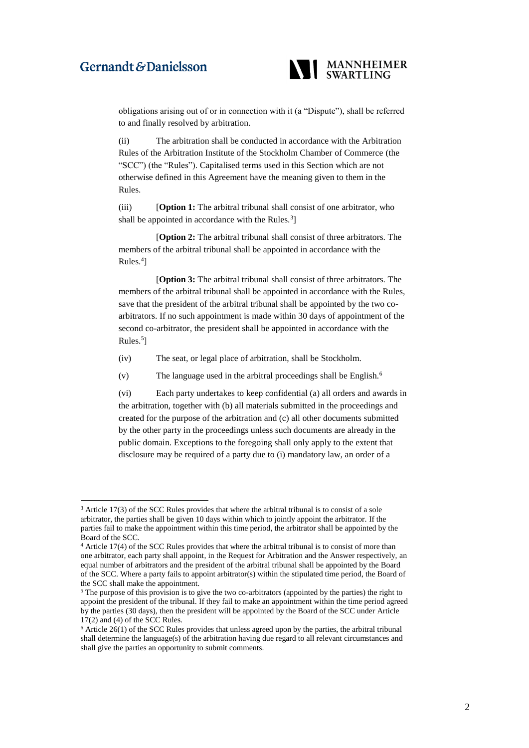obligations arising out of or in connection with it (a "Dispute"), shall be referred to and finally resolved by arbitration.

(ii) The arbitration shall be conducted in accordance with the Arbitration Rules of the Arbitration Institute of the Stockholm Chamber of Commerce (the "SCC") (the "Rules"). Capitalised terms used in this Section which are not otherwise defined in this Agreement have the meaning given to them in the Rules.

(iii) [**Option 1:** The arbitral tribunal shall consist of one arbitrator, who shall be appointed in accordance with the Rules.[3]]

[**Option 2:** The arbitral tribunal shall consist of three arbitrators. The members of the arbitral tribunal shall be appointed in accordance with the Rules.[4]]

[**Option 3:** The arbitral tribunal shall consist of three arbitrators. The members of the arbitral tribunal shall be appointed in accordance with the Rules, save that the president of the arbitral tribunal shall be appointed by the two co-arbitrators. If no such appointment is made within 30 days of appointment of the second co-arbitrator, the president shall be appointed in accordance with the Rules.[5]]

(iv) The seat, or legal place of arbitration, shall be Stockholm.

(v) The language used in the arbitral proceedings shall be English.[6]

(vi) Each party undertakes to keep confidential (a) all orders and awards in the arbitration, together with (b) all materials submitted in the proceedings and created for the purpose of the arbitration and (c) all other documents submitted by the other party in the proceedings unless such documents are already in the public domain. Exceptions to the foregoing shall only apply to the extent that disclosure may be required of a party due to (i) mandatory law, an order of a

---

[3] Article 17(3) of the SCC Rules provides that where the arbitral tribunal is to consist of a sole arbitrator, the parties shall be given 10 days within which to jointly appoint the arbitrator. If the parties fail to make the appointment within this time period, the arbitrator shall be appointed by the Board of the SCC.

[4] Article 17(4) of the SCC Rules provides that where the arbitral tribunal is to consist of more than one arbitrator, each party shall appoint, in the Request for Arbitration and the Answer respectively, an equal number of arbitrators and the president of the arbitral tribunal shall be appointed by the Board of the SCC. Where a party fails to appoint arbitrator(s) within the stipulated time period, the Board of the SCC shall make the appointment.

[5] The purpose of this provision is to give the two co-arbitrators (appointed by the parties) the right to appoint the president of the tribunal. If they fail to make an appointment within the time period agreed by the parties (30 days), then the president will be appointed by the Board of the SCC under Article 17(2) and (4) of the SCC Rules.

[6] Article 26(1) of the SCC Rules provides that unless agreed upon by the parties, the arbitral tribunal shall determine the language(s) of the arbitration having due regard to all relevant circumstances and shall give the parties an opportunity to submit comments.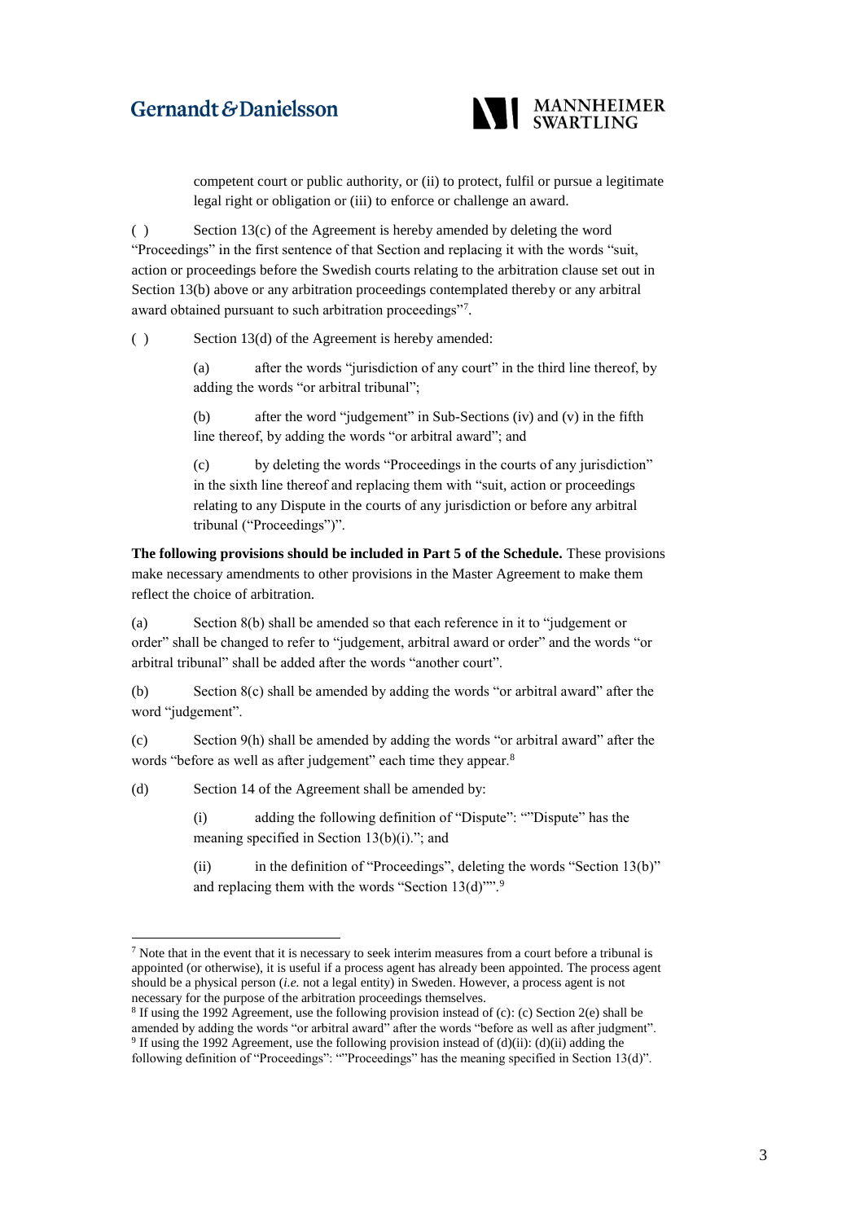competent court or public authority, or (ii) to protect, fulfil or pursue a legitimate legal right or obligation or (iii) to enforce or challenge an award.

( ) Section 13(c) of the Agreement is hereby amended by deleting the word "Proceedings" in the first sentence of that Section and replacing it with the words "suit, action or proceedings before the Swedish courts relating to the arbitration clause set out in Section 13(b) above or any arbitration proceedings contemplated thereby or any arbitral award obtained pursuant to such arbitration proceedings"[7].

( ) Section 13(d) of the Agreement is hereby amended:

(a) after the words "jurisdiction of any court" in the third line thereof, by adding the words "or arbitral tribunal";

(b) after the word "judgement" in Sub-Sections (iv) and (v) in the fifth line thereof, by adding the words "or arbitral award"; and

(c) by deleting the words "Proceedings in the courts of any jurisdiction" in the sixth line thereof and replacing them with "suit, action or proceedings relating to any Dispute in the courts of any jurisdiction or before any arbitral tribunal ("Proceedings")".

**The following provisions should be included in Part 5 of the Schedule.** These provisions make necessary amendments to other provisions in the Master Agreement to make them reflect the choice of arbitration.

(a) Section 8(b) shall be amended so that each reference in it to "judgement or order" shall be changed to refer to "judgement, arbitral award or order" and the words "or arbitral tribunal" shall be added after the words "another court".

(b) Section 8(c) shall be amended by adding the words "or arbitral award" after the word "judgement".

(c) Section 9(h) shall be amended by adding the words "or arbitral award" after the words "before as well as after judgement" each time they appear.[8]

(d) Section 14 of the Agreement shall be amended by:

(i) adding the following definition of "Dispute": ""Dispute" has the meaning specified in Section 13(b)(i)."; and

(ii) in the definition of "Proceedings", deleting the words "Section 13(b)" and replacing them with the words "Section 13(d)"".[9]

---

[7] Note that in the event that it is necessary to seek interim measures from a court before a tribunal is appointed (or otherwise), it is useful if a process agent has already been appointed. The process agent should be a physical person (*i.e.* not a legal entity) in Sweden. However, a process agent is not necessary for the purpose of the arbitration proceedings themselves.

[8] If using the 1992 Agreement, use the following provision instead of (c): (c) Section 2(e) shall be amended by adding the words "or arbitral award" after the words "before as well as after judgment".

[9] If using the 1992 Agreement, use the following provision instead of (d)(ii): (d)(ii) adding the following definition of "Proceedings": ""Proceedings" has the meaning specified in Section 13(d)".